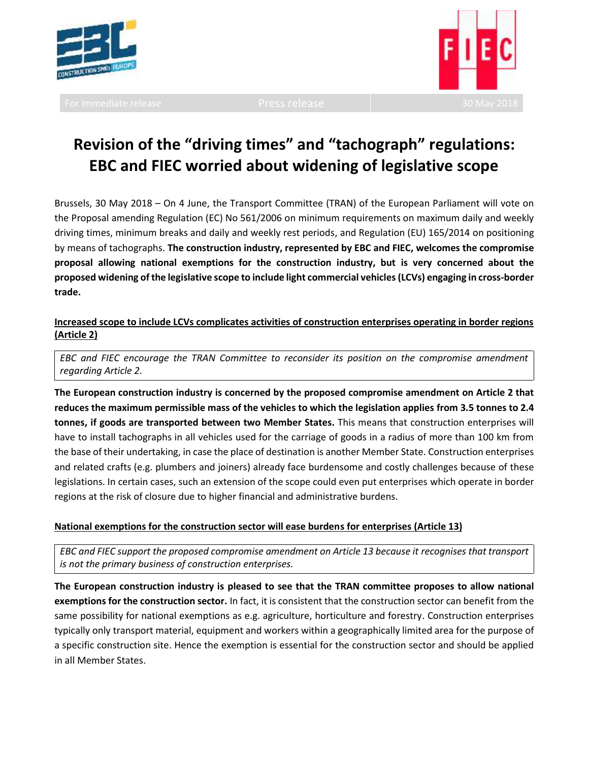For immediate release | Press release | 30 May 2018

# Revision of the "driving times" and "tachograph" regulations: EBC and FIEC worried about widening of legislative scope

Brussels, 30 May 2018 – On 4 June, the Transport Committee (TRAN) of the European Parliament will vote on the Proposal amending Regulation (EC) No 561/2006 on minimum requirements on maximum daily and weekly driving times, minimum breaks and daily and weekly rest periods, and Regulation (EU) 165/2014 on positioning by means of tachographs. **The construction industry, represented by EBC and FIEC, welcomes the compromise proposal allowing national exemptions for the construction industry, but is very concerned about the proposed widening of the legislative scope to include light commercial vehicles (LCVs) engaging in cross-border trade.**

## Increased scope to include LCVs complicates activities of construction enterprises operating in border regions (Article 2)

*EBC and FIEC encourage the TRAN Committee to reconsider its position on the compromise amendment regarding Article 2.*

**The European construction industry is concerned by the proposed compromise amendment on Article 2 that reduces the maximum permissible mass of the vehicles to which the legislation applies from 3.5 tonnes to 2.4 tonnes, if goods are transported between two Member States.** This means that construction enterprises will have to install tachographs in all vehicles used for the carriage of goods in a radius of more than 100 km from the base of their undertaking, in case the place of destination is another Member State. Construction enterprises and related crafts (e.g. plumbers and joiners) already face burdensome and costly challenges because of these legislations. In certain cases, such an extension of the scope could even put enterprises which operate in border regions at the risk of closure due to higher financial and administrative burdens.

## National exemptions for the construction sector will ease burdens for enterprises (Article 13)

*EBC and FIEC support the proposed compromise amendment on Article 13 because it recognises that transport is not the primary business of construction enterprises.*

**The European construction industry is pleased to see that the TRAN committee proposes to allow national exemptions for the construction sector.** In fact, it is consistent that the construction sector can benefit from the same possibility for national exemptions as e.g. agriculture, horticulture and forestry. Construction enterprises typically only transport material, equipment and workers within a geographically limited area for the purpose of a specific construction site. Hence the exemption is essential for the construction sector and should be applied in all Member States.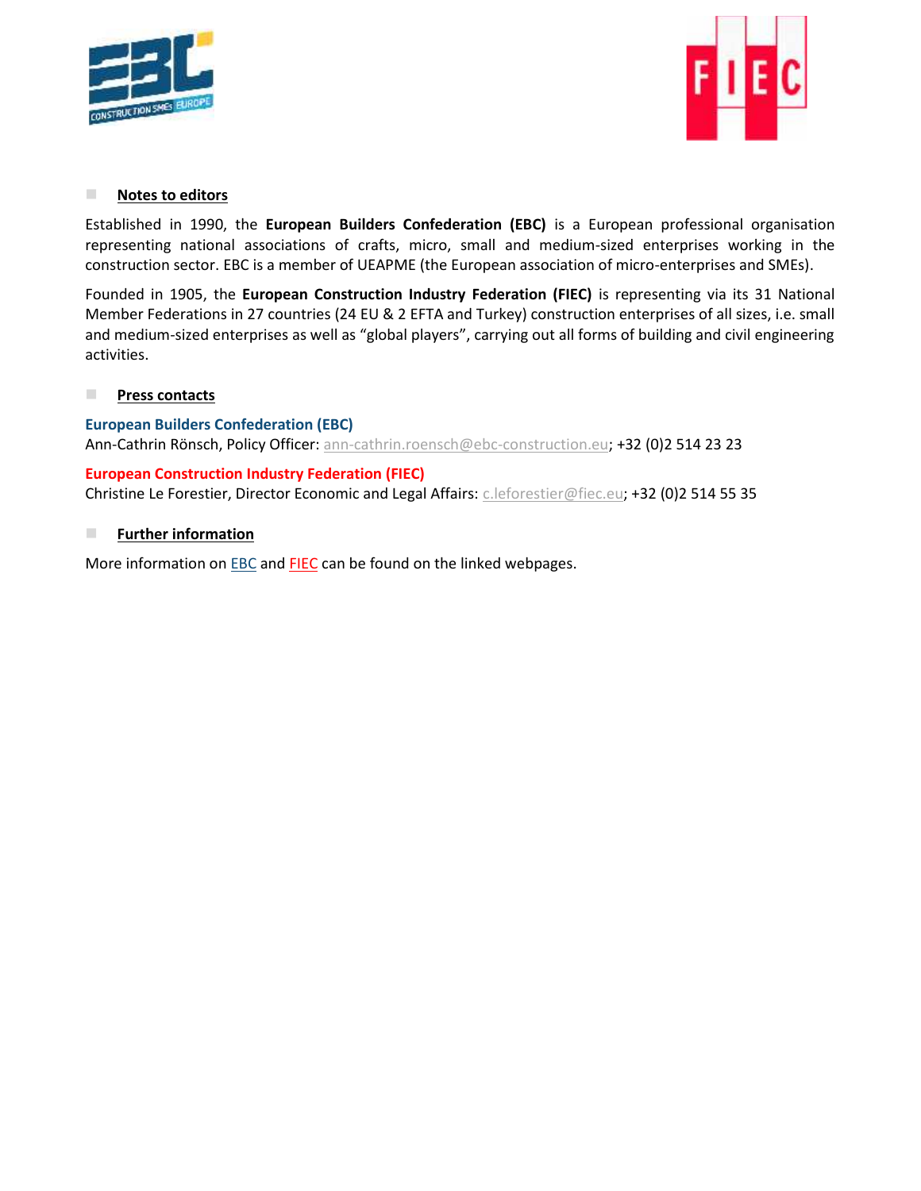## Notes to editors

Established in 1990, the **European Builders Confederation (EBC)** is a European professional organisation representing national associations of crafts, micro, small and medium-sized enterprises working in the construction sector. EBC is a member of UEAPME (the European association of micro-enterprises and SMEs).

Founded in 1905, the **European Construction Industry Federation (FIEC)** is representing via its 31 National Member Federations in 27 countries (24 EU & 2 EFTA and Turkey) construction enterprises of all sizes, i.e. small and medium-sized enterprises as well as "global players", carrying out all forms of building and civil engineering activities.

## Press contacts

**European Builders Confederation (EBC)**
Ann-Cathrin Rönsch, Policy Officer: ann-cathrin.roensch@ebc-construction.eu; +32 (0)2 514 23 23

**European Construction Industry Federation (FIEC)**
Christine Le Forestier, Director Economic and Legal Affairs: c.leforestier@fiec.eu; +32 (0)2 514 55 35

## Further information

More information on EBC and FIEC can be found on the linked webpages.